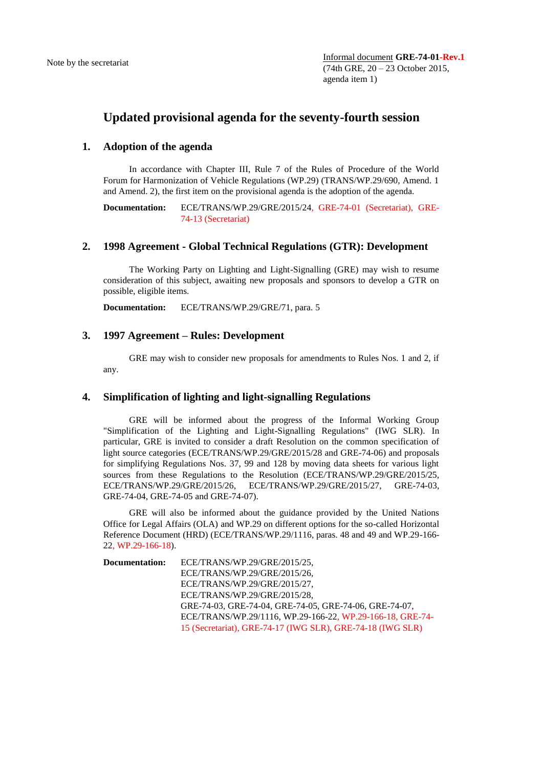Note by the secretariat

Informal document **GRE-74-01-Rev.1**
(74th GRE, 20 – 23 October 2015,
agenda item 1)

# Updated provisional agenda for the seventy-fourth session

## 1. Adoption of the agenda

In accordance with Chapter III, Rule 7 of the Rules of Procedure of the World Forum for Harmonization of Vehicle Regulations (WP.29) (TRANS/WP.29/690, Amend. 1 and Amend. 2), the first item on the provisional agenda is the adoption of the agenda.

**Documentation:** ECE/TRANS/WP.29/GRE/2015/24, GRE-74-01 (Secretariat), GRE-74-13 (Secretariat)

## 2. 1998 Agreement - Global Technical Regulations (GTR): Development

The Working Party on Lighting and Light-Signalling (GRE) may wish to resume consideration of this subject, awaiting new proposals and sponsors to develop a GTR on possible, eligible items.

**Documentation:** ECE/TRANS/WP.29/GRE/71, para. 5

## 3. 1997 Agreement – Rules: Development

GRE may wish to consider new proposals for amendments to Rules Nos. 1 and 2, if any.

## 4. Simplification of lighting and light-signalling Regulations

GRE will be informed about the progress of the Informal Working Group "Simplification of the Lighting and Light-Signalling Regulations" (IWG SLR). In particular, GRE is invited to consider a draft Resolution on the common specification of light source categories (ECE/TRANS/WP.29/GRE/2015/28 and GRE-74-06) and proposals for simplifying Regulations Nos. 37, 99 and 128 by moving data sheets for various light sources from these Regulations to the Resolution (ECE/TRANS/WP.29/GRE/2015/25, ECE/TRANS/WP.29/GRE/2015/26, ECE/TRANS/WP.29/GRE/2015/27, GRE-74-03, GRE-74-04, GRE-74-05 and GRE-74-07).

GRE will also be informed about the guidance provided by the United Nations Office for Legal Affairs (OLA) and WP.29 on different options for the so-called Horizontal Reference Document (HRD) (ECE/TRANS/WP.29/1116, paras. 48 and 49 and WP.29-166-22, WP.29-166-18).

**Documentation:** ECE/TRANS/WP.29/GRE/2015/25,
ECE/TRANS/WP.29/GRE/2015/26,
ECE/TRANS/WP.29/GRE/2015/27,
ECE/TRANS/WP.29/GRE/2015/28,
GRE-74-03, GRE-74-04, GRE-74-05, GRE-74-06, GRE-74-07,
ECE/TRANS/WP.29/1116, WP.29-166-22, WP.29-166-18, GRE-74-15 (Secretariat), GRE-74-17 (IWG SLR), GRE-74-18 (IWG SLR)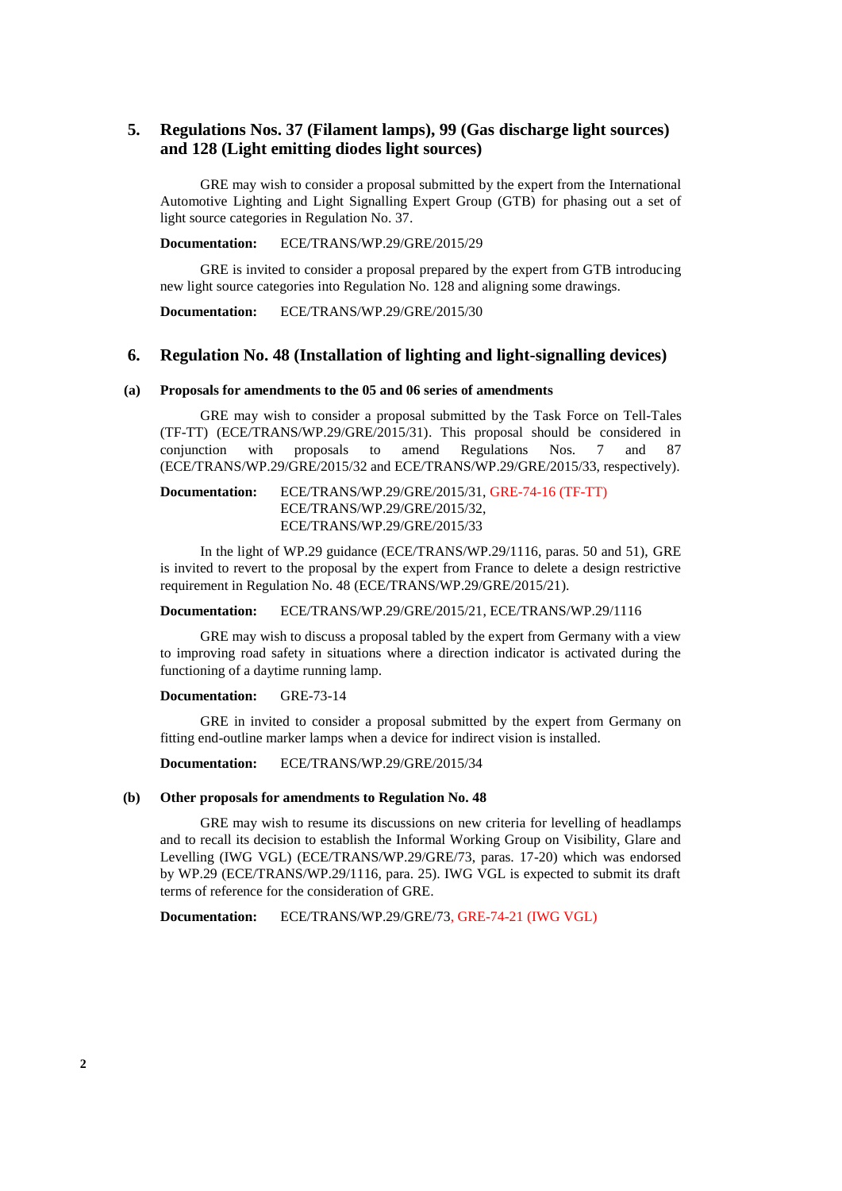## 5. Regulations Nos. 37 (Filament lamps), 99 (Gas discharge light sources) and 128 (Light emitting diodes light sources)

GRE may wish to consider a proposal submitted by the expert from the International Automotive Lighting and Light Signalling Expert Group (GTB) for phasing out a set of light source categories in Regulation No. 37.

**Documentation:** ECE/TRANS/WP.29/GRE/2015/29

GRE is invited to consider a proposal prepared by the expert from GTB introducing new light source categories into Regulation No. 128 and aligning some drawings.

**Documentation:** ECE/TRANS/WP.29/GRE/2015/30

## 6. Regulation No. 48 (Installation of lighting and light-signalling devices)

### (a) Proposals for amendments to the 05 and 06 series of amendments

GRE may wish to consider a proposal submitted by the Task Force on Tell-Tales (TF-TT) (ECE/TRANS/WP.29/GRE/2015/31). This proposal should be considered in conjunction with proposals to amend Regulations Nos. 7 and 87 (ECE/TRANS/WP.29/GRE/2015/32 and ECE/TRANS/WP.29/GRE/2015/33, respectively).

**Documentation:** ECE/TRANS/WP.29/GRE/2015/31, GRE-74-16 (TF-TT)
ECE/TRANS/WP.29/GRE/2015/32,
ECE/TRANS/WP.29/GRE/2015/33

In the light of WP.29 guidance (ECE/TRANS/WP.29/1116, paras. 50 and 51), GRE is invited to revert to the proposal by the expert from France to delete a design restrictive requirement in Regulation No. 48 (ECE/TRANS/WP.29/GRE/2015/21).

**Documentation:** ECE/TRANS/WP.29/GRE/2015/21, ECE/TRANS/WP.29/1116

GRE may wish to discuss a proposal tabled by the expert from Germany with a view to improving road safety in situations where a direction indicator is activated during the functioning of a daytime running lamp.

**Documentation:** GRE-73-14

GRE in invited to consider a proposal submitted by the expert from Germany on fitting end-outline marker lamps when a device for indirect vision is installed.

**Documentation:** ECE/TRANS/WP.29/GRE/2015/34

### (b) Other proposals for amendments to Regulation No. 48

GRE may wish to resume its discussions on new criteria for levelling of headlamps and to recall its decision to establish the Informal Working Group on Visibility, Glare and Levelling (IWG VGL) (ECE/TRANS/WP.29/GRE/73, paras. 17-20) which was endorsed by WP.29 (ECE/TRANS/WP.29/1116, para. 25). IWG VGL is expected to submit its draft terms of reference for the consideration of GRE.

**Documentation:** ECE/TRANS/WP.29/GRE/73, GRE-74-21 (IWG VGL)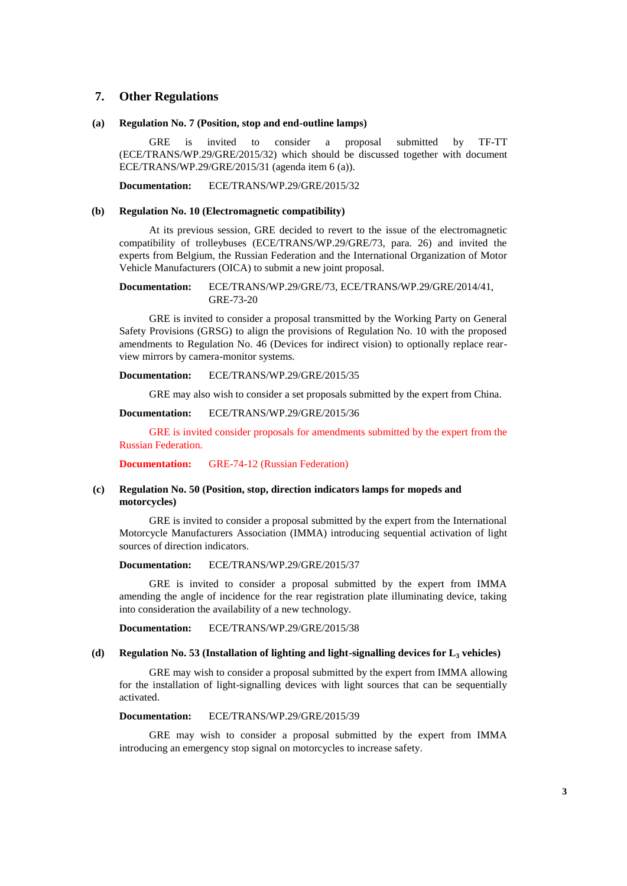## 7. Other Regulations

### (a) Regulation No. 7 (Position, stop and end-outline lamps)

GRE is invited to consider a proposal submitted by TF-TT (ECE/TRANS/WP.29/GRE/2015/32) which should be discussed together with document ECE/TRANS/WP.29/GRE/2015/31 (agenda item 6 (a)).

**Documentation:** ECE/TRANS/WP.29/GRE/2015/32

### (b) Regulation No. 10 (Electromagnetic compatibility)

At its previous session, GRE decided to revert to the issue of the electromagnetic compatibility of trolleybuses (ECE/TRANS/WP.29/GRE/73, para. 26) and invited the experts from Belgium, the Russian Federation and the International Organization of Motor Vehicle Manufacturers (OICA) to submit a new joint proposal.

**Documentation:** ECE/TRANS/WP.29/GRE/73, ECE/TRANS/WP.29/GRE/2014/41, GRE-73-20

GRE is invited to consider a proposal transmitted by the Working Party on General Safety Provisions (GRSG) to align the provisions of Regulation No. 10 with the proposed amendments to Regulation No. 46 (Devices for indirect vision) to optionally replace rear-view mirrors by camera-monitor systems.

**Documentation:** ECE/TRANS/WP.29/GRE/2015/35

GRE may also wish to consider a set proposals submitted by the expert from China.

**Documentation:** ECE/TRANS/WP.29/GRE/2015/36

GRE is invited consider proposals for amendments submitted by the expert from the Russian Federation.

**Documentation:** GRE-74-12 (Russian Federation)

### (c) Regulation No. 50 (Position, stop, direction indicators lamps for mopeds and motorcycles)

GRE is invited to consider a proposal submitted by the expert from the International Motorcycle Manufacturers Association (IMMA) introducing sequential activation of light sources of direction indicators.

**Documentation:** ECE/TRANS/WP.29/GRE/2015/37

GRE is invited to consider a proposal submitted by the expert from IMMA amending the angle of incidence for the rear registration plate illuminating device, taking into consideration the availability of a new technology.

**Documentation:** ECE/TRANS/WP.29/GRE/2015/38

### (d) Regulation No. 53 (Installation of lighting and light-signalling devices for $L_3$ vehicles)

GRE may wish to consider a proposal submitted by the expert from IMMA allowing for the installation of light-signalling devices with light sources that can be sequentially activated.

**Documentation:** ECE/TRANS/WP.29/GRE/2015/39

GRE may wish to consider a proposal submitted by the expert from IMMA introducing an emergency stop signal on motorcycles to increase safety.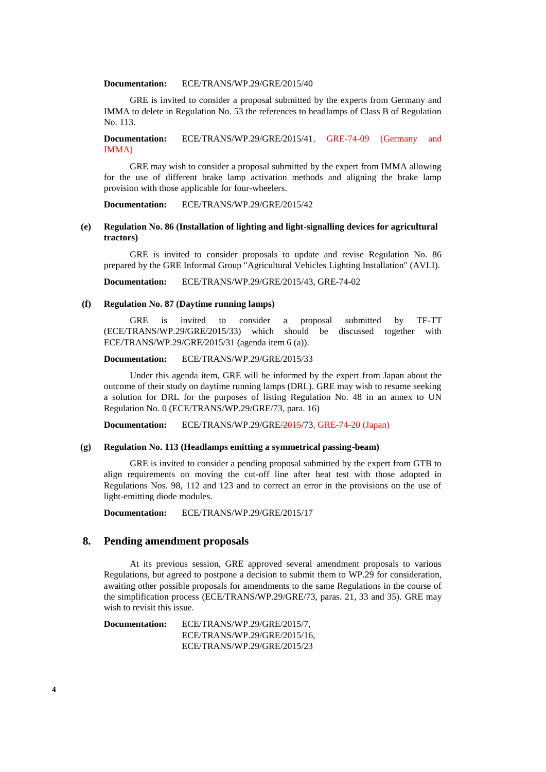**Documentation:** ECE/TRANS/WP.29/GRE/2015/40

GRE is invited to consider a proposal submitted by the experts from Germany and IMMA to delete in Regulation No. 53 the references to headlamps of Class B of Regulation No. 113.

**Documentation:** ECE/TRANS/WP.29/GRE/2015/41, GRE-74-09 (Germany and IMMA)

GRE may wish to consider a proposal submitted by the expert from IMMA allowing for the use of different brake lamp activation methods and aligning the brake lamp provision with those applicable for four-wheelers.

**Documentation:** ECE/TRANS/WP.29/GRE/2015/42

### (e) Regulation No. 86 (Installation of lighting and light-signalling devices for agricultural tractors)

GRE is invited to consider proposals to update and revise Regulation No. 86 prepared by the GRE Informal Group "Agricultural Vehicles Lighting Installation" (AVLI).

**Documentation:** ECE/TRANS/WP.29/GRE/2015/43, GRE-74-02

### (f) Regulation No. 87 (Daytime running lamps)

GRE is invited to consider a proposal submitted by TF-TT (ECE/TRANS/WP.29/GRE/2015/33) which should be discussed together with ECE/TRANS/WP.29/GRE/2015/31 (agenda item 6 (a)).

**Documentation:** ECE/TRANS/WP.29/GRE/2015/33

Under this agenda item, GRE will be informed by the expert from Japan about the outcome of their study on daytime running lamps (DRL). GRE may wish to resume seeking a solution for DRL for the purposes of listing Regulation No. 48 in an annex to UN Regulation No. 0 (ECE/TRANS/WP.29/GRE/73, para. 16)

**Documentation:** ECE/TRANS/WP.29/GRE/~~2015~~/73, GRE-74-20 (Japan)

### (g) Regulation No. 113 (Headlamps emitting a symmetrical passing-beam)

GRE is invited to consider a pending proposal submitted by the expert from GTB to align requirements on moving the cut-off line after heat test with those adopted in Regulations Nos. 98, 112 and 123 and to correct an error in the provisions on the use of light-emitting diode modules.

**Documentation:** ECE/TRANS/WP.29/GRE/2015/17

## 8. Pending amendment proposals

At its previous session, GRE approved several amendment proposals to various Regulations, but agreed to postpone a decision to submit them to WP.29 for consideration, awaiting other possible proposals for amendments to the same Regulations in the course of the simplification process (ECE/TRANS/WP.29/GRE/73, paras. 21, 33 and 35). GRE may wish to revisit this issue.

**Documentation:** ECE/TRANS/WP.29/GRE/2015/7,
ECE/TRANS/WP.29/GRE/2015/16,
ECE/TRANS/WP.29/GRE/2015/23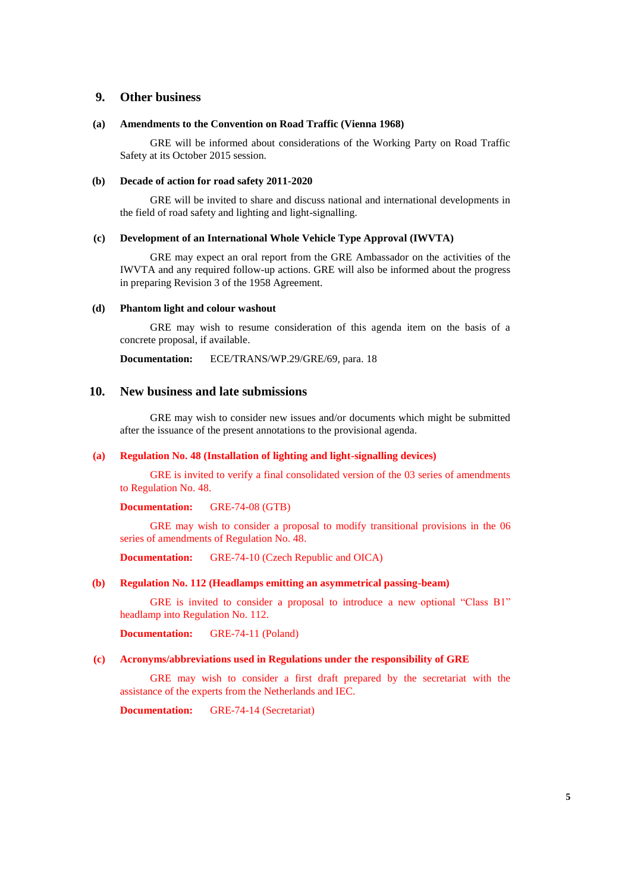## 9. Other business

### (a) Amendments to the Convention on Road Traffic (Vienna 1968)

GRE will be informed about considerations of the Working Party on Road Traffic Safety at its October 2015 session.

### (b) Decade of action for road safety 2011-2020

GRE will be invited to share and discuss national and international developments in the field of road safety and lighting and light-signalling.

### (c) Development of an International Whole Vehicle Type Approval (IWVTA)

GRE may expect an oral report from the GRE Ambassador on the activities of the IWVTA and any required follow-up actions. GRE will also be informed about the progress in preparing Revision 3 of the 1958 Agreement.

### (d) Phantom light and colour washout

GRE may wish to resume consideration of this agenda item on the basis of a concrete proposal, if available.

**Documentation:** ECE/TRANS/WP.29/GRE/69, para. 18

## 10. New business and late submissions

GRE may wish to consider new issues and/or documents which might be submitted after the issuance of the present annotations to the provisional agenda.

### (a) Regulation No. 48 (Installation of lighting and light-signalling devices)

GRE is invited to verify a final consolidated version of the 03 series of amendments to Regulation No. 48.

**Documentation:** GRE-74-08 (GTB)

GRE may wish to consider a proposal to modify transitional provisions in the 06 series of amendments of Regulation No. 48.

**Documentation:** GRE-74-10 (Czech Republic and OICA)

### (b) Regulation No. 112 (Headlamps emitting an asymmetrical passing-beam)

GRE is invited to consider a proposal to introduce a new optional "Class B1" headlamp into Regulation No. 112.

**Documentation:** GRE-74-11 (Poland)

### (c) Acronyms/abbreviations used in Regulations under the responsibility of GRE

GRE may wish to consider a first draft prepared by the secretariat with the assistance of the experts from the Netherlands and IEC.

**Documentation:** GRE-74-14 (Secretariat)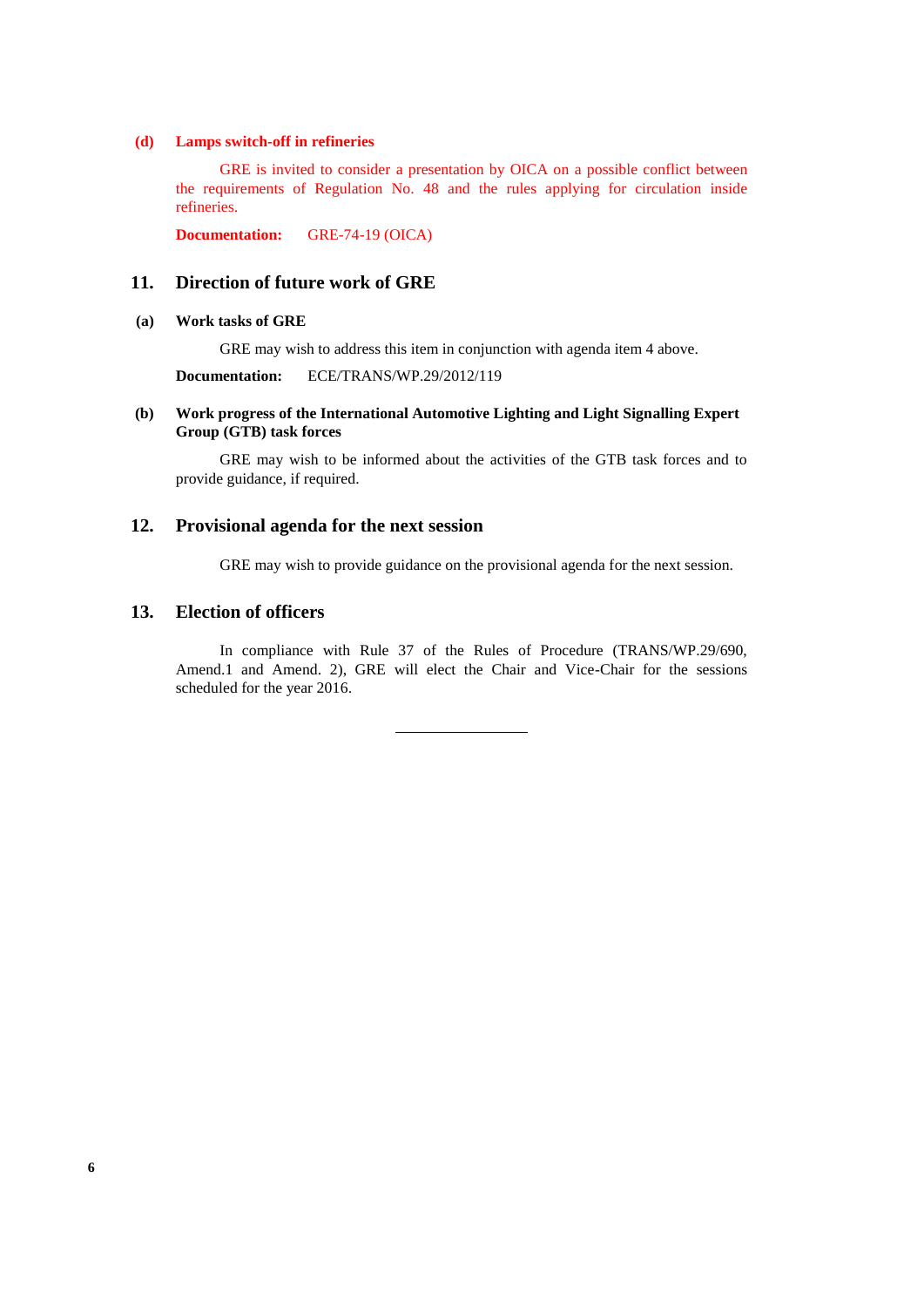### (d) Lamps switch-off in refineries

GRE is invited to consider a presentation by OICA on a possible conflict between the requirements of Regulation No. 48 and the rules applying for circulation inside refineries.

**Documentation:** GRE-74-19 (OICA)

## 11. Direction of future work of GRE

### (a) Work tasks of GRE

GRE may wish to address this item in conjunction with agenda item 4 above.

**Documentation:** ECE/TRANS/WP.29/2012/119

### (b) Work progress of the International Automotive Lighting and Light Signalling Expert Group (GTB) task forces

GRE may wish to be informed about the activities of the GTB task forces and to provide guidance, if required.

## 12. Provisional agenda for the next session

GRE may wish to provide guidance on the provisional agenda for the next session.

## 13. Election of officers

In compliance with Rule 37 of the Rules of Procedure (TRANS/WP.29/690, Amend.1 and Amend. 2), GRE will elect the Chair and Vice-Chair for the sessions scheduled for the year 2016.